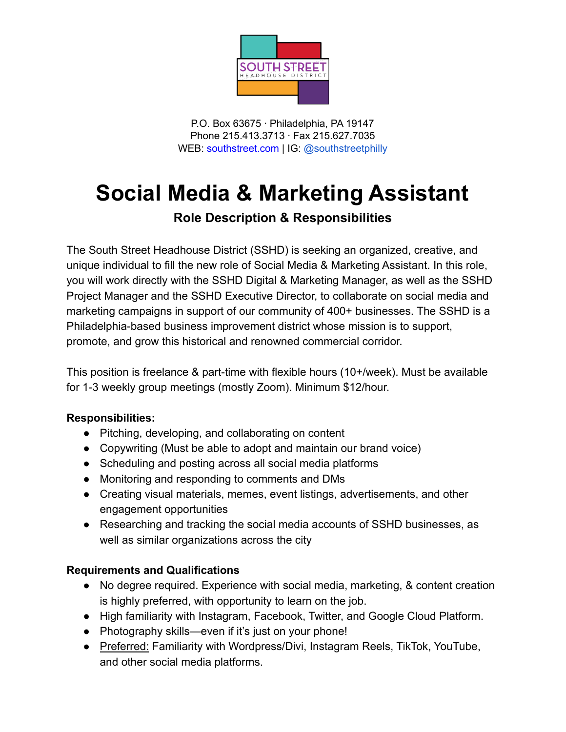SOUTH STREET
HEADHOUSE DISTRICT

P.O. Box 63675 · Philadelphia, PA 19147
Phone 215.413.3713 · Fax 215.627.7035
WEB: [southstreet.com](https://southstreet.com) | IG: [@southstreetphilly](https://instagram.com/southstreetphilly)

# Social Media & Marketing Assistant

### Role Description & Responsibilities

The South Street Headhouse District (SSHD) is seeking an organized, creative, and unique individual to fill the new role of Social Media & Marketing Assistant. In this role, you will work directly with the SSHD Digital & Marketing Manager, as well as the SSHD Project Manager and the SSHD Executive Director, to collaborate on social media and marketing campaigns in support of our community of 400+ businesses. The SSHD is a Philadelphia-based business improvement district whose mission is to support, promote, and grow this historical and renowned commercial corridor.

This position is freelance & part-time with flexible hours (10+/week). Must be available for 1-3 weekly group meetings (mostly Zoom). Minimum $12/hour.

**Responsibilities:**

- Pitching, developing, and collaborating on content
- Copywriting (Must be able to adopt and maintain our brand voice)
- Scheduling and posting across all social media platforms
- Monitoring and responding to comments and DMs
- Creating visual materials, memes, event listings, advertisements, and other engagement opportunities
- Researching and tracking the social media accounts of SSHD businesses, as well as similar organizations across the city

**Requirements and Qualifications**

- No degree required. Experience with social media, marketing, & content creation is highly preferred, with opportunity to learn on the job.
- High familiarity with Instagram, Facebook, Twitter, and Google Cloud Platform.
- Photography skills—even if it's just on your phone!
- Preferred: Familiarity with Wordpress/Divi, Instagram Reels, TikTok, YouTube, and other social media platforms.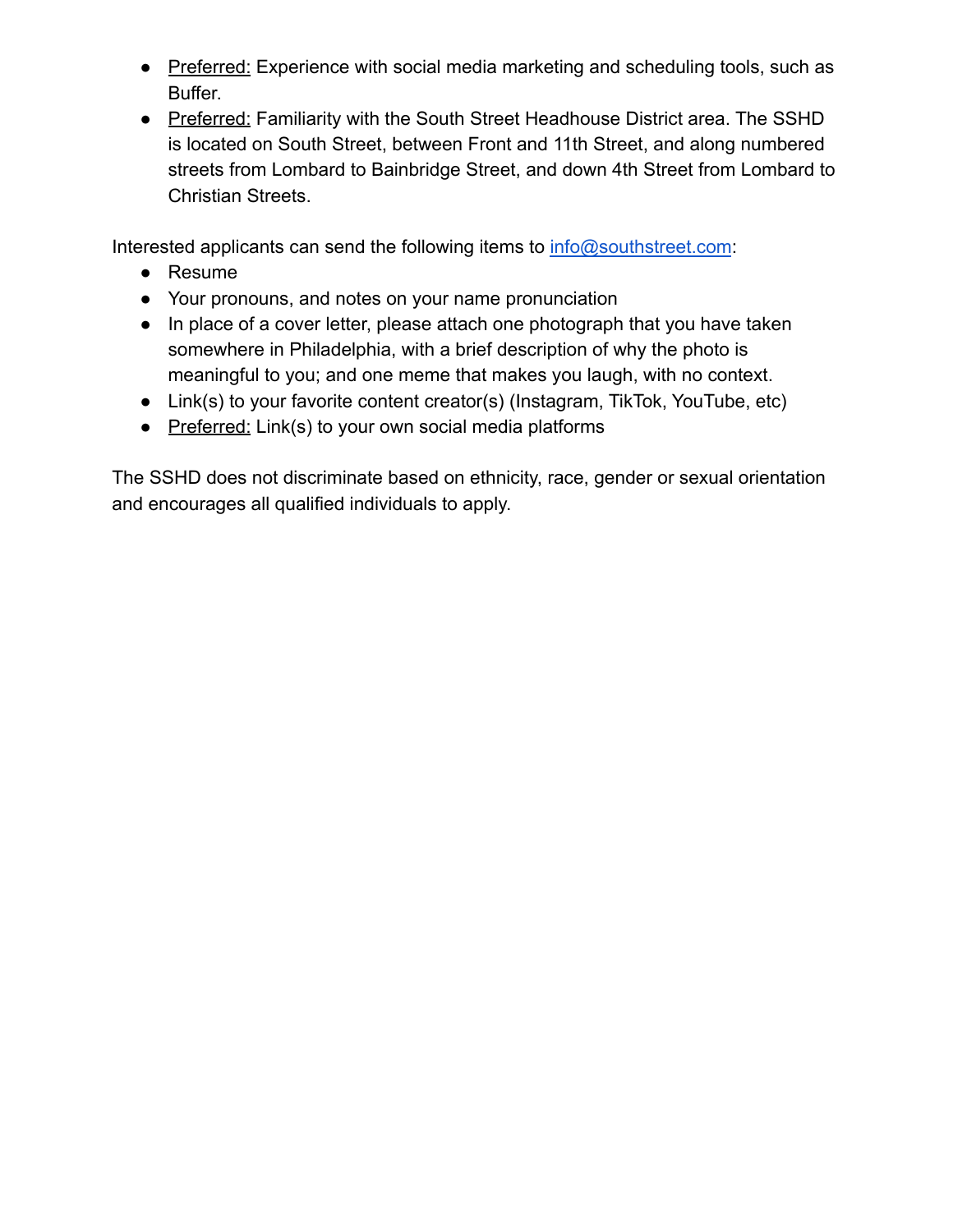- Preferred: Experience with social media marketing and scheduling tools, such as Buffer.
- Preferred: Familiarity with the South Street Headhouse District area. The SSHD is located on South Street, between Front and 11th Street, and along numbered streets from Lombard to Bainbridge Street, and down 4th Street from Lombard to Christian Streets.

Interested applicants can send the following items to info@southstreet.com:

- Resume
- Your pronouns, and notes on your name pronunciation
- In place of a cover letter, please attach one photograph that you have taken somewhere in Philadelphia, with a brief description of why the photo is meaningful to you; and one meme that makes you laugh, with no context.
- Link(s) to your favorite content creator(s) (Instagram, TikTok, YouTube, etc)
- Preferred: Link(s) to your own social media platforms

The SSHD does not discriminate based on ethnicity, race, gender or sexual orientation and encourages all qualified individuals to apply.